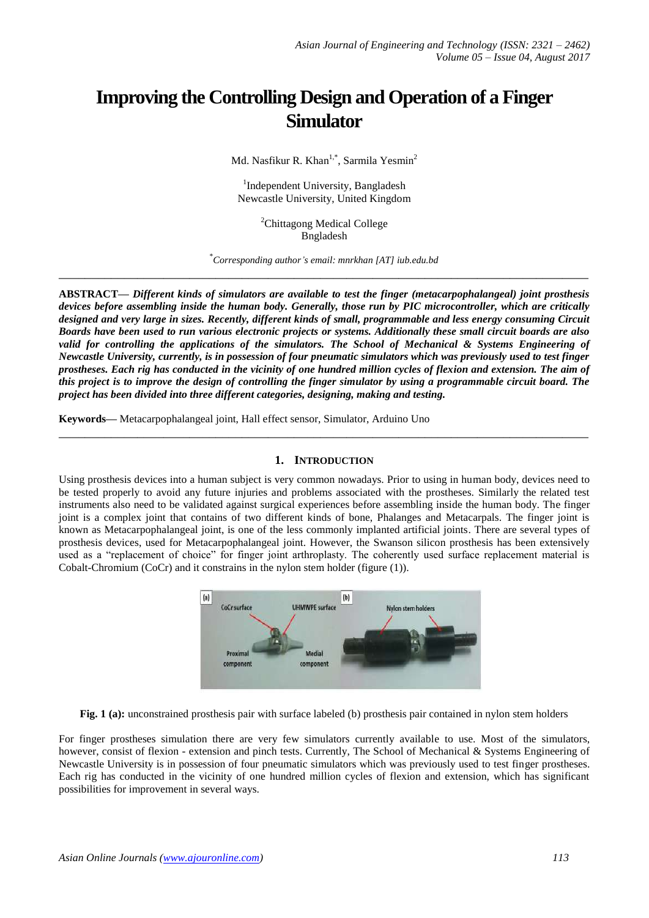# Improving the Controlling Design and Operation of a Finger Simulator

Md. Nasfikur R. Khan[1,*], Sarmila Yesmin[2]

[1]Independent University, Bangladesh
Newcastle University, United Kingdom

[2]Chittagong Medical College
Bngladesh

*Corresponding author's email: mnrkhan [AT] iub.edu.bd

---

**ABSTRACT—** ***Different kinds of simulators are available to test the finger (metacarpophalangeal) joint prosthesis devices before assembling inside the human body. Generally, those run by PIC microcontroller, which are critically designed and very large in sizes. Recently, different kinds of small, programmable and less energy consuming Circuit Boards have been used to run various electronic projects or systems. Additionally these small circuit boards are also valid for controlling the applications of the simulators. The School of Mechanical & Systems Engineering of Newcastle University, currently, is in possession of four pneumatic simulators which was previously used to test finger prostheses. Each rig has conducted in the vicinity of one hundred million cycles of flexion and extension. The aim of this project is to improve the design of controlling the finger simulator by using a programmable circuit board. The project has been divided into three different categories, designing, making and testing.***

**Keywords—** Metacarpophalangeal joint, Hall effect sensor, Simulator, Arduino Uno

---

## 1. INTRODUCTION

Using prosthesis devices into a human subject is very common nowadays. Prior to using in human body, devices need to be tested properly to avoid any future injuries and problems associated with the prostheses. Similarly the related test instruments also need to be validated against surgical experiences before assembling inside the human body. The finger joint is a complex joint that contains of two different kinds of bone, Phalanges and Metacarpals. The finger joint is known as Metacarpophalangeal joint, is one of the less commonly implanted artificial joints. There are several types of prosthesis devices, used for Metacarpophalangeal joint. However, the Swanson silicon prosthesis has been extensively used as a "replacement of choice" for finger joint arthroplasty. The coherently used surface replacement material is Cobalt-Chromium (CoCr) and it constrains in the nylon stem holder (figure (1)).

**Fig. 1 (a):** unconstrained prosthesis pair with surface labeled (b) prosthesis pair contained in nylon stem holders

For finger prostheses simulation there are very few simulators currently available to use. Most of the simulators, however, consist of flexion - extension and pinch tests. Currently, The School of Mechanical & Systems Engineering of Newcastle University is in possession of four pneumatic simulators which was previously used to test finger prostheses. Each rig has conducted in the vicinity of one hundred million cycles of flexion and extension, which has significant possibilities for improvement in several ways.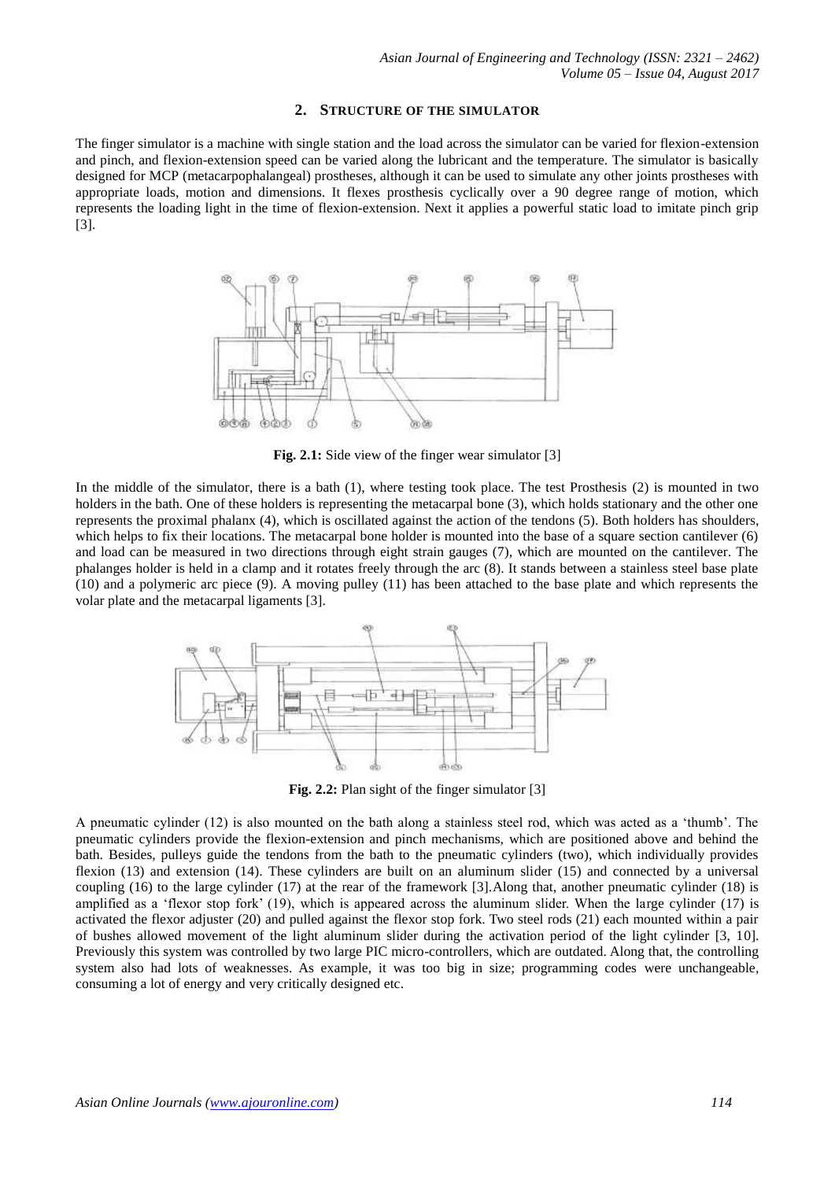## 2. Structure of the Simulator

The finger simulator is a machine with single station and the load across the simulator can be varied for flexion-extension and pinch, and flexion-extension speed can be varied along the lubricant and the temperature. The simulator is basically designed for MCP (metacarpophalangeal) prostheses, although it can be used to simulate any other joints prostheses with appropriate loads, motion and dimensions. It flexes prosthesis cyclically over a 90 degree range of motion, which represents the loading light in the time of flexion-extension. Next it applies a powerful static load to imitate pinch grip [3].

**Fig. 2.1:** Side view of the finger wear simulator [3]

In the middle of the simulator, there is a bath (1), where testing took place. The test Prosthesis (2) is mounted in two holders in the bath. One of these holders is representing the metacarpal bone (3), which holds stationary and the other one represents the proximal phalanx (4), which is oscillated against the action of the tendons (5). Both holders has shoulders, which helps to fix their locations. The metacarpal bone holder is mounted into the base of a square section cantilever (6) and load can be measured in two directions through eight strain gauges (7), which are mounted on the cantilever. The phalanges holder is held in a clamp and it rotates freely through the arc (8). It stands between a stainless steel base plate (10) and a polymeric arc piece (9). A moving pulley (11) has been attached to the base plate and which represents the volar plate and the metacarpal ligaments [3].

**Fig. 2.2:** Plan sight of the finger simulator [3]

A pneumatic cylinder (12) is also mounted on the bath along a stainless steel rod, which was acted as a 'thumb'. The pneumatic cylinders provide the flexion-extension and pinch mechanisms, which are positioned above and behind the bath. Besides, pulleys guide the tendons from the bath to the pneumatic cylinders (two), which individually provides flexion (13) and extension (14). These cylinders are built on an aluminum slider (15) and connected by a universal coupling (16) to the large cylinder (17) at the rear of the framework [3].Along that, another pneumatic cylinder (18) is amplified as a 'flexor stop fork' (19), which is appeared across the aluminum slider. When the large cylinder (17) is activated the flexor adjuster (20) and pulled against the flexor stop fork. Two steel rods (21) each mounted within a pair of bushes allowed movement of the light aluminum slider during the activation period of the light cylinder [3, 10]. Previously this system was controlled by two large PIC micro-controllers, which are outdated. Along that, the controlling system also had lots of weaknesses. As example, it was too big in size; programming codes were unchangeable, consuming a lot of energy and very critically designed etc.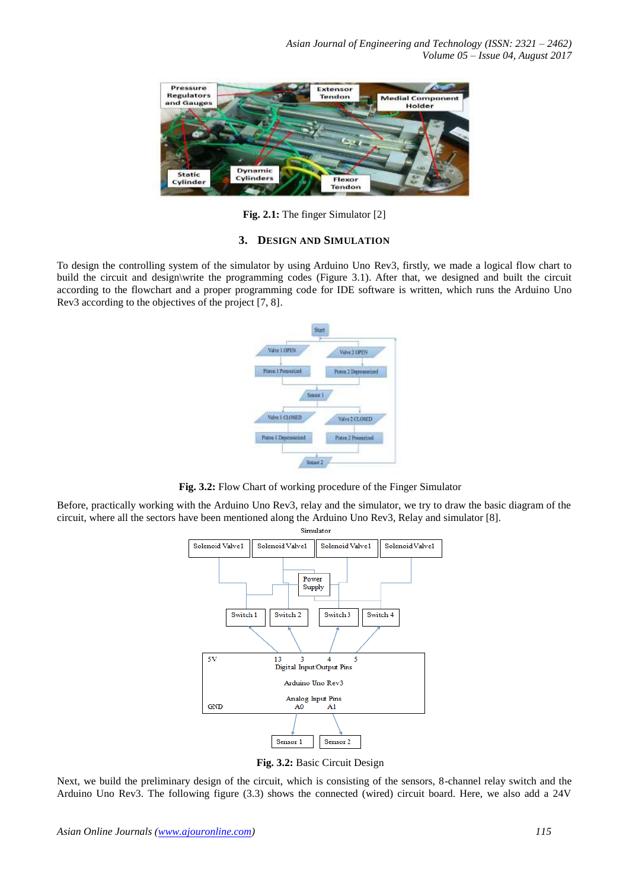Fig. 2.1: The finger Simulator [2]

## 3. DESIGN AND SIMULATION

To design the controlling system of the simulator by using Arduino Uno Rev3, firstly, we made a logical flow chart to build the circuit and design\write the programming codes (Figure 3.1). After that, we designed and built the circuit according to the flowchart and a proper programming code for IDE software is written, which runs the Arduino Uno Rev3 according to the objectives of the project [7, 8].

**Fig. 3.2:** Flow Chart of working procedure of the Finger Simulator

Before, practically working with the Arduino Uno Rev3, relay and the simulator, we try to draw the basic diagram of the circuit, where all the sectors have been mentioned along the Arduino Uno Rev3, Relay and simulator [8].

**Fig. 3.2:** Basic Circuit Design

Next, we build the preliminary design of the circuit, which is consisting of the sensors, 8-channel relay switch and the Arduino Uno Rev3. The following figure (3.3) shows the connected (wired) circuit board. Here, we also add a 24V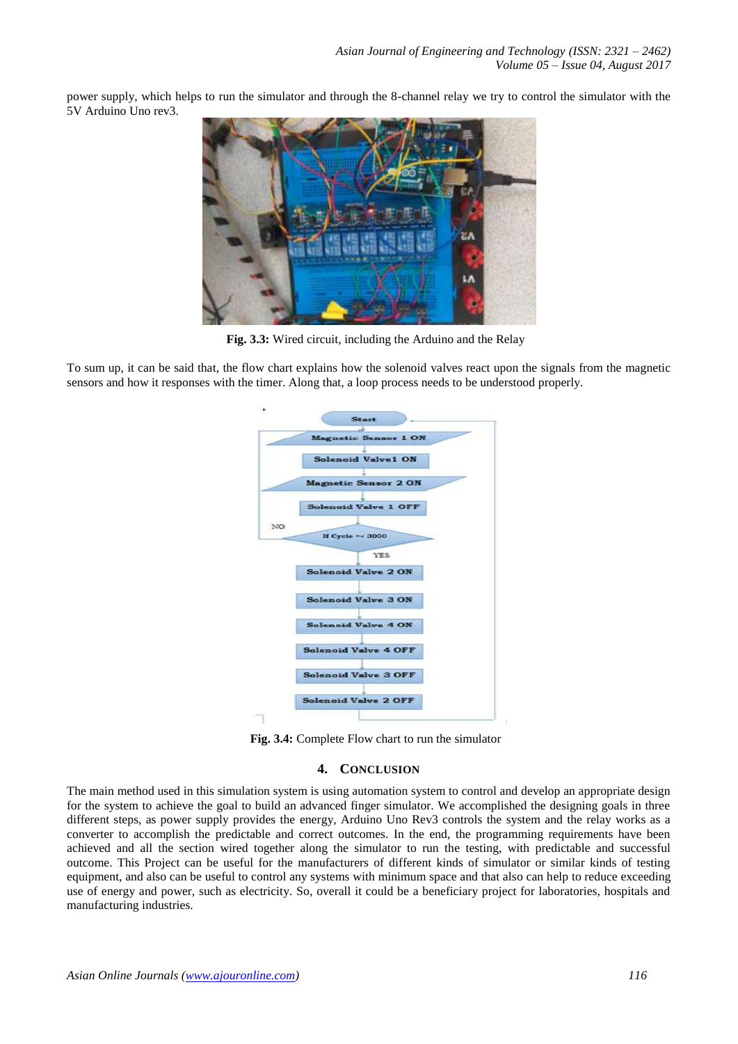power supply, which helps to run the simulator and through the 8-channel relay we try to control the simulator with the 5V Arduino Uno rev3.

**Fig. 3.3:** Wired circuit, including the Arduino and the Relay

To sum up, it can be said that, the flow chart explains how the solenoid valves react upon the signals from the magnetic sensors and how it responses with the timer. Along that, a loop process needs to be understood properly.

**Fig. 3.4:** Complete Flow chart to run the simulator

## 4. Conclusion

The main method used in this simulation system is using automation system to control and develop an appropriate design for the system to achieve the goal to build an advanced finger simulator. We accomplished the designing goals in three different steps, as power supply provides the energy, Arduino Uno Rev3 controls the system and the relay works as a converter to accomplish the predictable and correct outcomes. In the end, the programming requirements have been achieved and all the section wired together along the simulator to run the testing, with predictable and successful outcome. This Project can be useful for the manufacturers of different kinds of simulator or similar kinds of testing equipment, and also can be useful to control any systems with minimum space and that also can help to reduce exceeding use of energy and power, such as electricity. So, overall it could be a beneficiary project for laboratories, hospitals and manufacturing industries.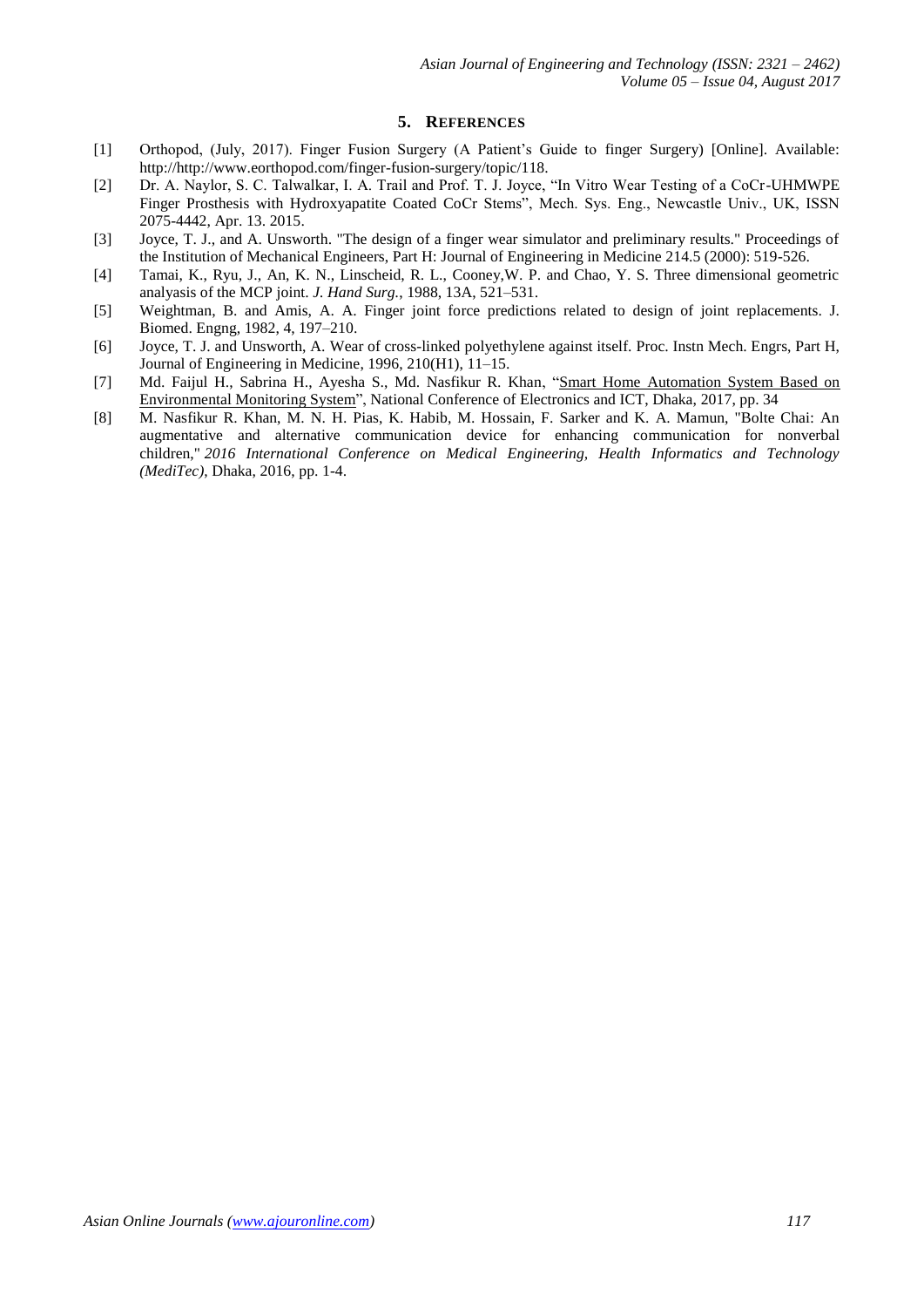## 5. REFERENCES

[1] Orthopod, (July, 2017). Finger Fusion Surgery (A Patient's Guide to finger Surgery) [Online]. Available: http://http://www.eorthopod.com/finger-fusion-surgery/topic/118.

[2] Dr. A. Naylor, S. C. Talwalkar, I. A. Trail and Prof. T. J. Joyce, "In Vitro Wear Testing of a CoCr-UHMWPE Finger Prosthesis with Hydroxyapatite Coated CoCr Stems", Mech. Sys. Eng., Newcastle Univ., UK, ISSN 2075-4442, Apr. 13. 2015.

[3] Joyce, T. J., and A. Unsworth. "The design of a finger wear simulator and preliminary results." Proceedings of the Institution of Mechanical Engineers, Part H: Journal of Engineering in Medicine 214.5 (2000): 519-526.

[4] Tamai, K., Ryu, J., An, K. N., Linscheid, R. L., Cooney,W. P. and Chao, Y. S. Three dimensional geometric analyasis of the MCP joint. *J. Hand Surg.*, 1988, 13A, 521–531.

[5] Weightman, B. and Amis, A. A. Finger joint force predictions related to design of joint replacements. J. Biomed. Engng, 1982, 4, 197–210.

[6] Joyce, T. J. and Unsworth, A. Wear of cross-linked polyethylene against itself. Proc. Instn Mech. Engrs, Part H, Journal of Engineering in Medicine, 1996, 210(H1), 11–15.

[7] Md. Faijul H., Sabrina H., Ayesha S., Md. Nasfikur R. Khan, "Smart Home Automation System Based on Environmental Monitoring System", National Conference of Electronics and ICT, Dhaka, 2017, pp. 34

[8] M. Nasfikur R. Khan, M. N. H. Pias, K. Habib, M. Hossain, F. Sarker and K. A. Mamun, "Bolte Chai: An augmentative and alternative communication device for enhancing communication for nonverbal children," *2016 International Conference on Medical Engineering, Health Informatics and Technology (MediTec)*, Dhaka, 2016, pp. 1-4.